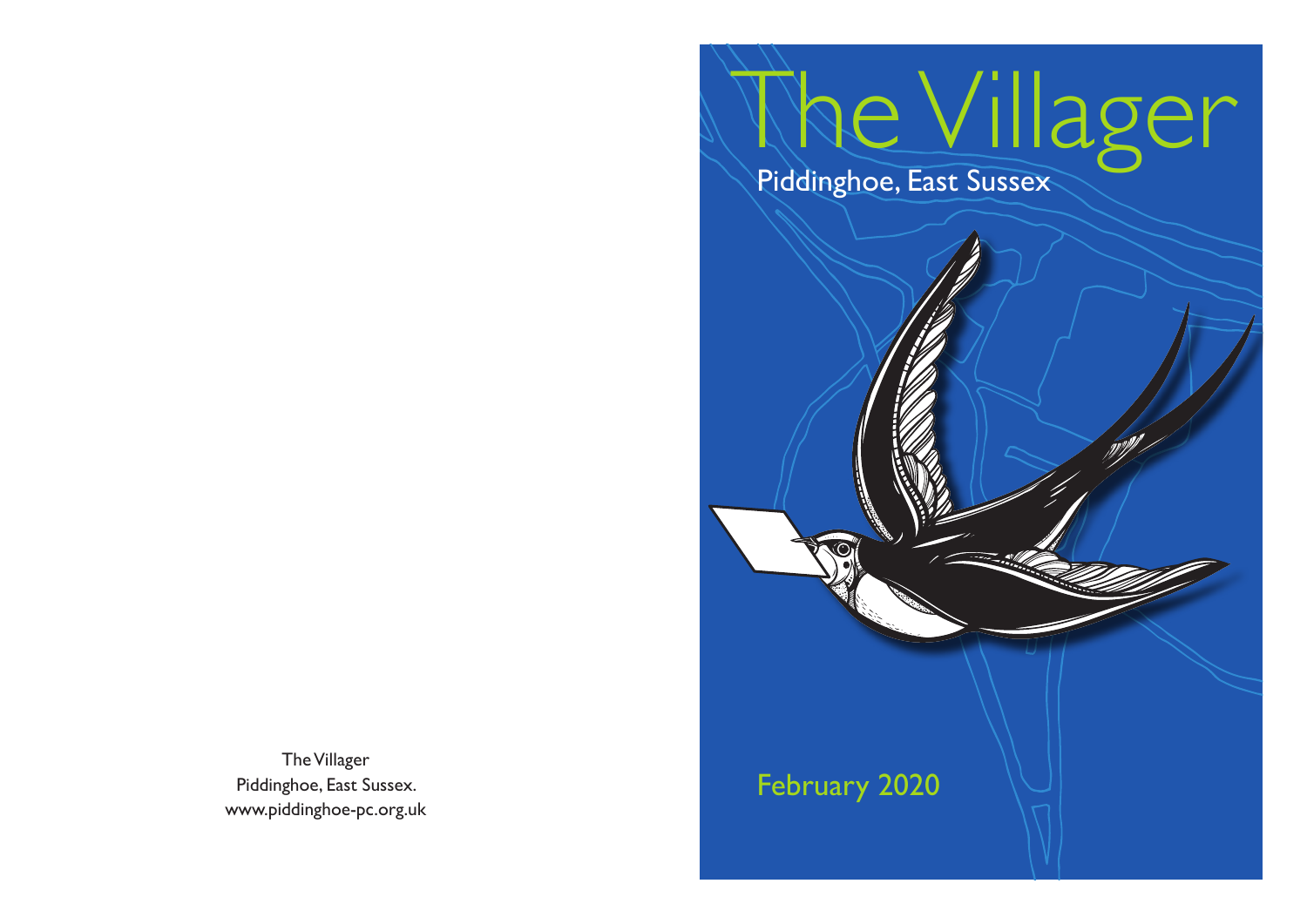The Villager
Piddinghoe, East Sussex.
www.piddinghoe-pc.org.uk

# The Villager

## Piddinghoe, East Sussex

February 2020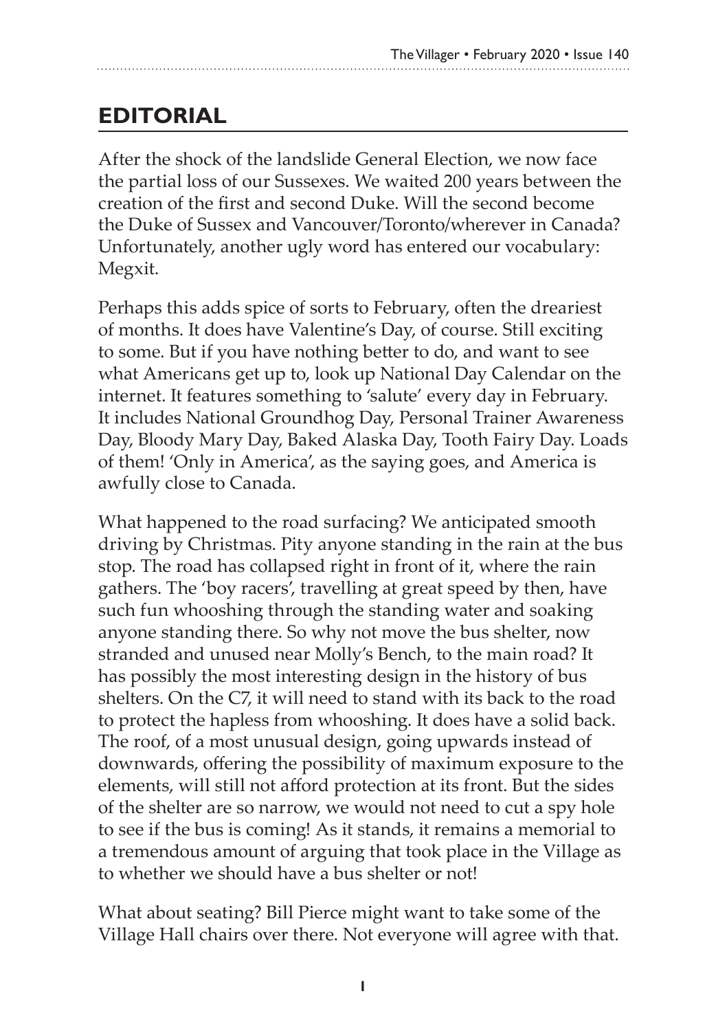## EDITORIAL

After the shock of the landslide General Election, we now face the partial loss of our Sussexes. We waited 200 years between the creation of the first and second Duke. Will the second become the Duke of Sussex and Vancouver/Toronto/wherever in Canada? Unfortunately, another ugly word has entered our vocabulary: Megxit.

Perhaps this adds spice of sorts to February, often the dreariest of months. It does have Valentine's Day, of course. Still exciting to some. But if you have nothing better to do, and want to see what Americans get up to, look up National Day Calendar on the internet. It features something to 'salute' every day in February. It includes National Groundhog Day, Personal Trainer Awareness Day, Bloody Mary Day, Baked Alaska Day, Tooth Fairy Day. Loads of them! 'Only in America', as the saying goes, and America is awfully close to Canada.

What happened to the road surfacing? We anticipated smooth driving by Christmas. Pity anyone standing in the rain at the bus stop. The road has collapsed right in front of it, where the rain gathers. The 'boy racers', travelling at great speed by then, have such fun whooshing through the standing water and soaking anyone standing there. So why not move the bus shelter, now stranded and unused near Molly's Bench, to the main road? It has possibly the most interesting design in the history of bus shelters. On the C7, it will need to stand with its back to the road to protect the hapless from whooshing. It does have a solid back. The roof, of a most unusual design, going upwards instead of downwards, offering the possibility of maximum exposure to the elements, will still not afford protection at its front. But the sides of the shelter are so narrow, we would not need to cut a spy hole to see if the bus is coming! As it stands, it remains a memorial to a tremendous amount of arguing that took place in the Village as to whether we should have a bus shelter or not!

What about seating? Bill Pierce might want to take some of the Village Hall chairs over there. Not everyone will agree with that.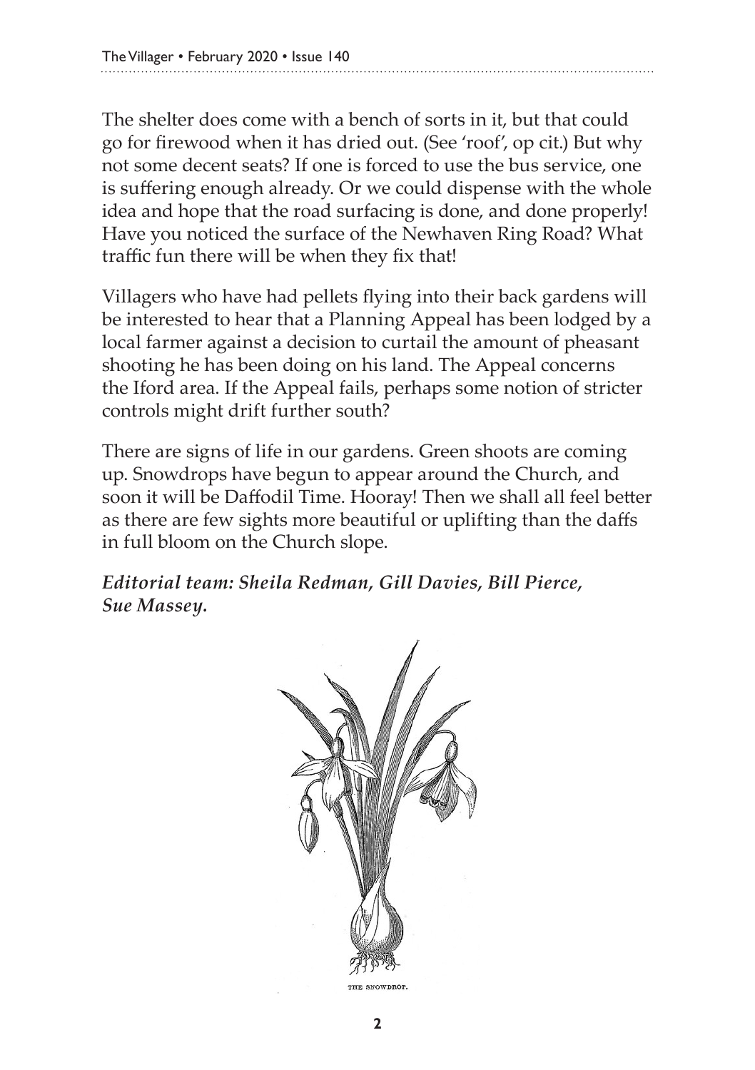The shelter does come with a bench of sorts in it, but that could go for firewood when it has dried out. (See 'roof', op cit.) But why not some decent seats? If one is forced to use the bus service, one is suffering enough already. Or we could dispense with the whole idea and hope that the road surfacing is done, and done properly! Have you noticed the surface of the Newhaven Ring Road? What traffic fun there will be when they fix that!

Villagers who have had pellets flying into their back gardens will be interested to hear that a Planning Appeal has been lodged by a local farmer against a decision to curtail the amount of pheasant shooting he has been doing on his land. The Appeal concerns the Iford area. If the Appeal fails, perhaps some notion of stricter controls might drift further south?

There are signs of life in our gardens. Green shoots are coming up. Snowdrops have begun to appear around the Church, and soon it will be Daffodil Time. Hooray! Then we shall all feel better as there are few sights more beautiful or uplifting than the daffs in full bloom on the Church slope.

***Editorial team: Sheila Redman, Gill Davies, Bill Pierce, Sue Massey.***

THE SNOWDROP.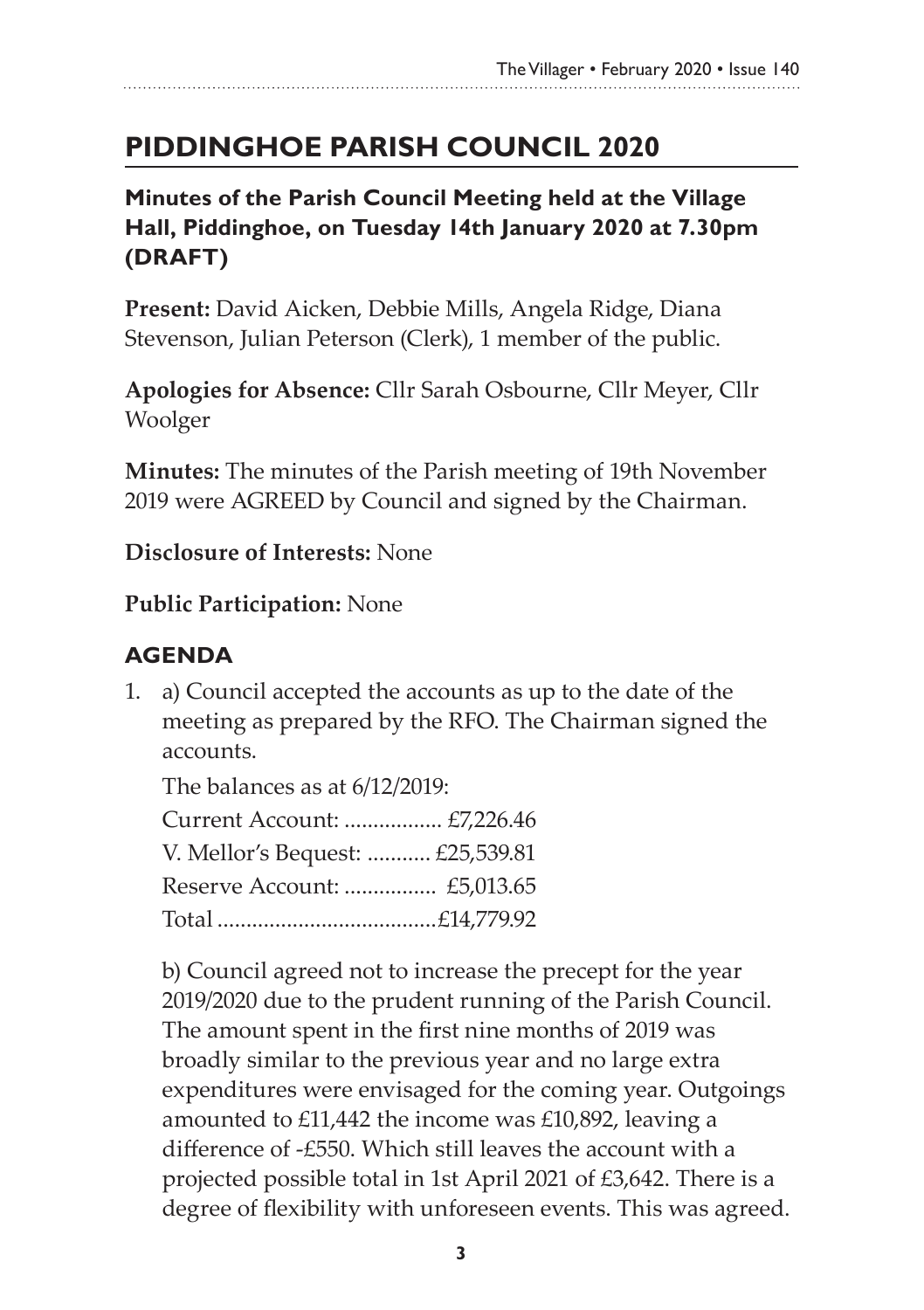# PIDDINGHOE PARISH COUNCIL 2020

**Minutes of the Parish Council Meeting held at the Village Hall, Piddinghoe, on Tuesday 14th January 2020 at 7.30pm (DRAFT)**

**Present:** David Aicken, Debbie Mills, Angela Ridge, Diana Stevenson, Julian Peterson (Clerk), 1 member of the public.

**Apologies for Absence:** Cllr Sarah Osbourne, Cllr Meyer, Cllr Woolger

**Minutes:** The minutes of the Parish meeting of 19th November 2019 were AGREED by Council and signed by the Chairman.

**Disclosure of Interests:** None

**Public Participation:** None

## AGENDA

1. a) Council accepted the accounts as up to the date of the meeting as prepared by the RFO. The Chairman signed the accounts.

   The balances as at 6/12/2019:

   Current Account: ................. £7,226.46
   V. Mellor's Bequest: ........... £25,539.81
   Reserve Account: ................ £5,013.65
   Total ......................................£14,779.92

   b) Council agreed not to increase the precept for the year 2019/2020 due to the prudent running of the Parish Council. The amount spent in the first nine months of 2019 was broadly similar to the previous year and no large extra expenditures were envisaged for the coming year. Outgoings amounted to £11,442 the income was £10,892, leaving a difference of -£550. Which still leaves the account with a projected possible total in 1st April 2021 of £3,642. There is a degree of flexibility with unforeseen events. This was agreed.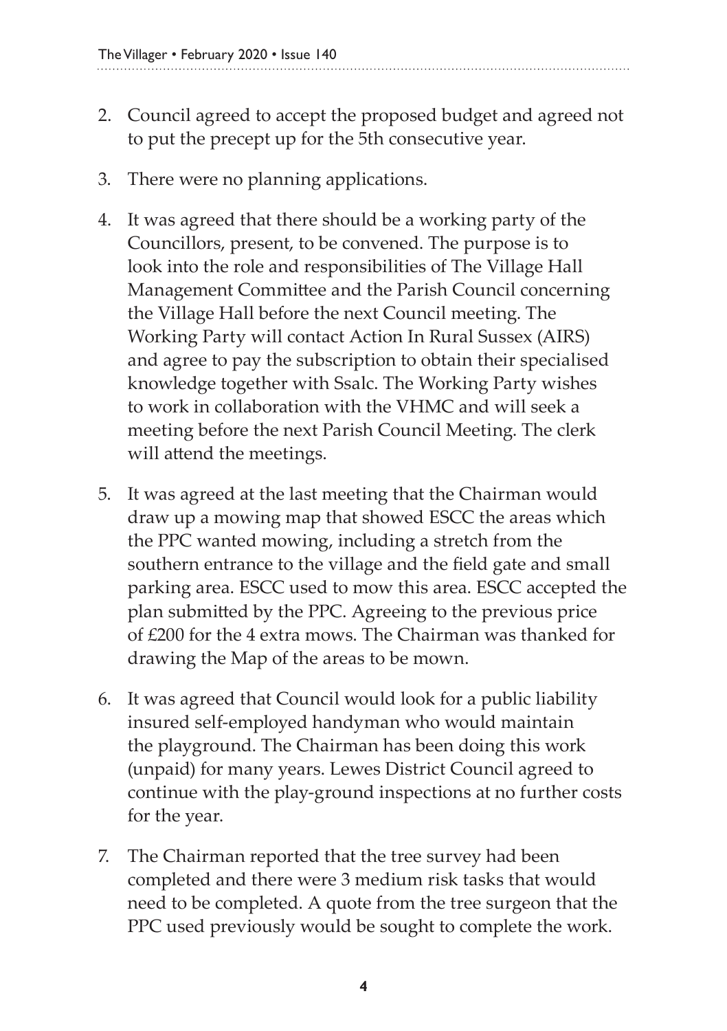2. Council agreed to accept the proposed budget and agreed not to put the precept up for the 5th consecutive year.
3. There were no planning applications.
4. It was agreed that there should be a working party of the Councillors, present, to be convened. The purpose is to look into the role and responsibilities of The Village Hall Management Committee and the Parish Council concerning the Village Hall before the next Council meeting. The Working Party will contact Action In Rural Sussex (AIRS) and agree to pay the subscription to obtain their specialised knowledge together with Ssalc. The Working Party wishes to work in collaboration with the VHMC and will seek a meeting before the next Parish Council Meeting. The clerk will attend the meetings.
5. It was agreed at the last meeting that the Chairman would draw up a mowing map that showed ESCC the areas which the PPC wanted mowing, including a stretch from the southern entrance to the village and the field gate and small parking area. ESCC used to mow this area. ESCC accepted the plan submitted by the PPC. Agreeing to the previous price of £200 for the 4 extra mows. The Chairman was thanked for drawing the Map of the areas to be mown.
6. It was agreed that Council would look for a public liability insured self-employed handyman who would maintain the playground. The Chairman has been doing this work (unpaid) for many years. Lewes District Council agreed to continue with the play-ground inspections at no further costs for the year.
7. The Chairman reported that the tree survey had been completed and there were 3 medium risk tasks that would need to be completed. A quote from the tree surgeon that the PPC used previously would be sought to complete the work.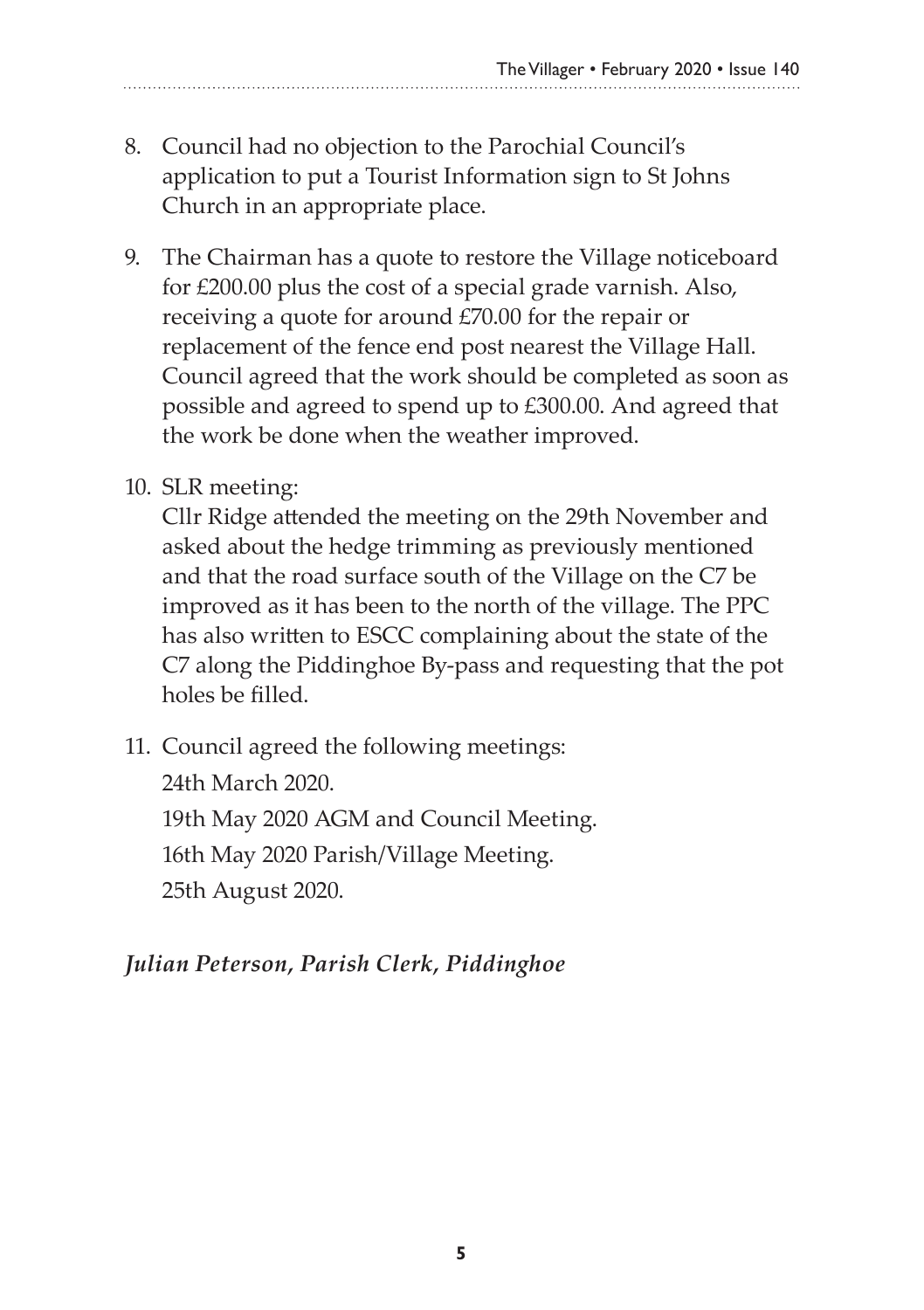8. Council had no objection to the Parochial Council's application to put a Tourist Information sign to St Johns Church in an appropriate place.

9. The Chairman has a quote to restore the Village noticeboard for £200.00 plus the cost of a special grade varnish. Also, receiving a quote for around £70.00 for the repair or replacement of the fence end post nearest the Village Hall. Council agreed that the work should be completed as soon as possible and agreed to spend up to £300.00. And agreed that the work be done when the weather improved.

10. SLR meeting:
    Cllr Ridge attended the meeting on the 29th November and asked about the hedge trimming as previously mentioned and that the road surface south of the Village on the C7 be improved as it has been to the north of the village. The PPC has also written to ESCC complaining about the state of the C7 along the Piddinghoe By-pass and requesting that the pot holes be filled.

11. Council agreed the following meetings:
    24th March 2020.
    19th May 2020 AGM and Council Meeting.
    16th May 2020 Parish/Village Meeting.
    25th August 2020.

***Julian Peterson, Parish Clerk, Piddinghoe***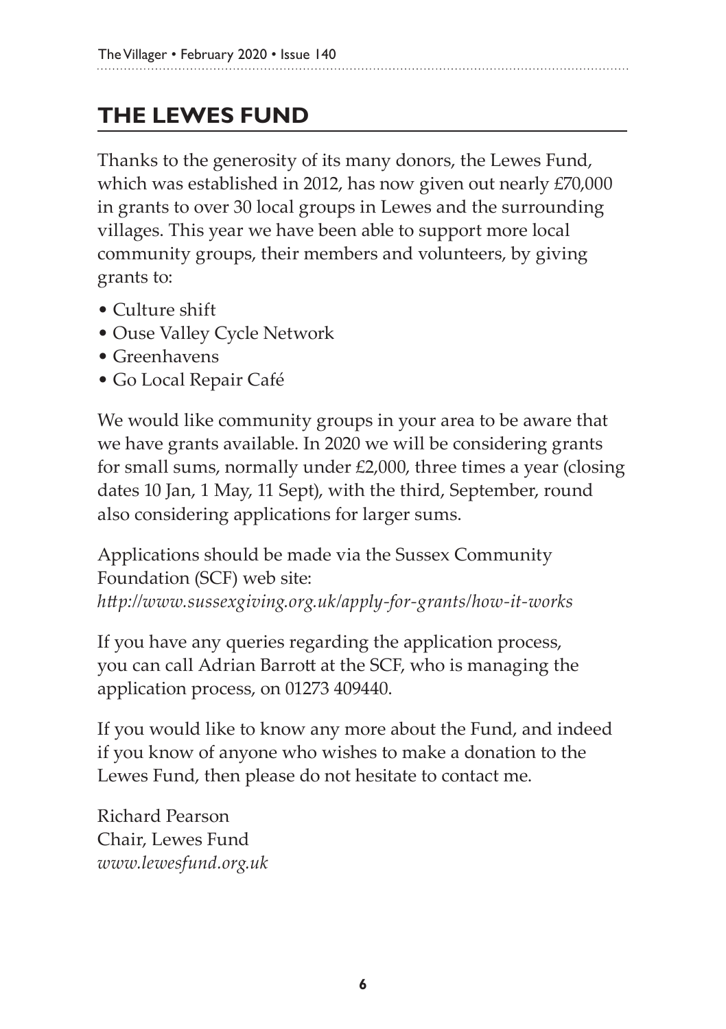# THE LEWES FUND

Thanks to the generosity of its many donors, the Lewes Fund, which was established in 2012, has now given out nearly £70,000 in grants to over 30 local groups in Lewes and the surrounding villages. This year we have been able to support more local community groups, their members and volunteers, by giving grants to:

- Culture shift
- Ouse Valley Cycle Network
- Greenhavens
- Go Local Repair Café

We would like community groups in your area to be aware that we have grants available. In 2020 we will be considering grants for small sums, normally under £2,000, three times a year (closing dates 10 Jan, 1 May, 11 Sept), with the third, September, round also considering applications for larger sums.

Applications should be made via the Sussex Community Foundation (SCF) web site:
*http://www.sussexgiving.org.uk/apply-for-grants/how-it-works*

If you have any queries regarding the application process, you can call Adrian Barrott at the SCF, who is managing the application process, on 01273 409440.

If you would like to know any more about the Fund, and indeed if you know of anyone who wishes to make a donation to the Lewes Fund, then please do not hesitate to contact me.

Richard Pearson
Chair, Lewes Fund
*www.lewesfund.org.uk*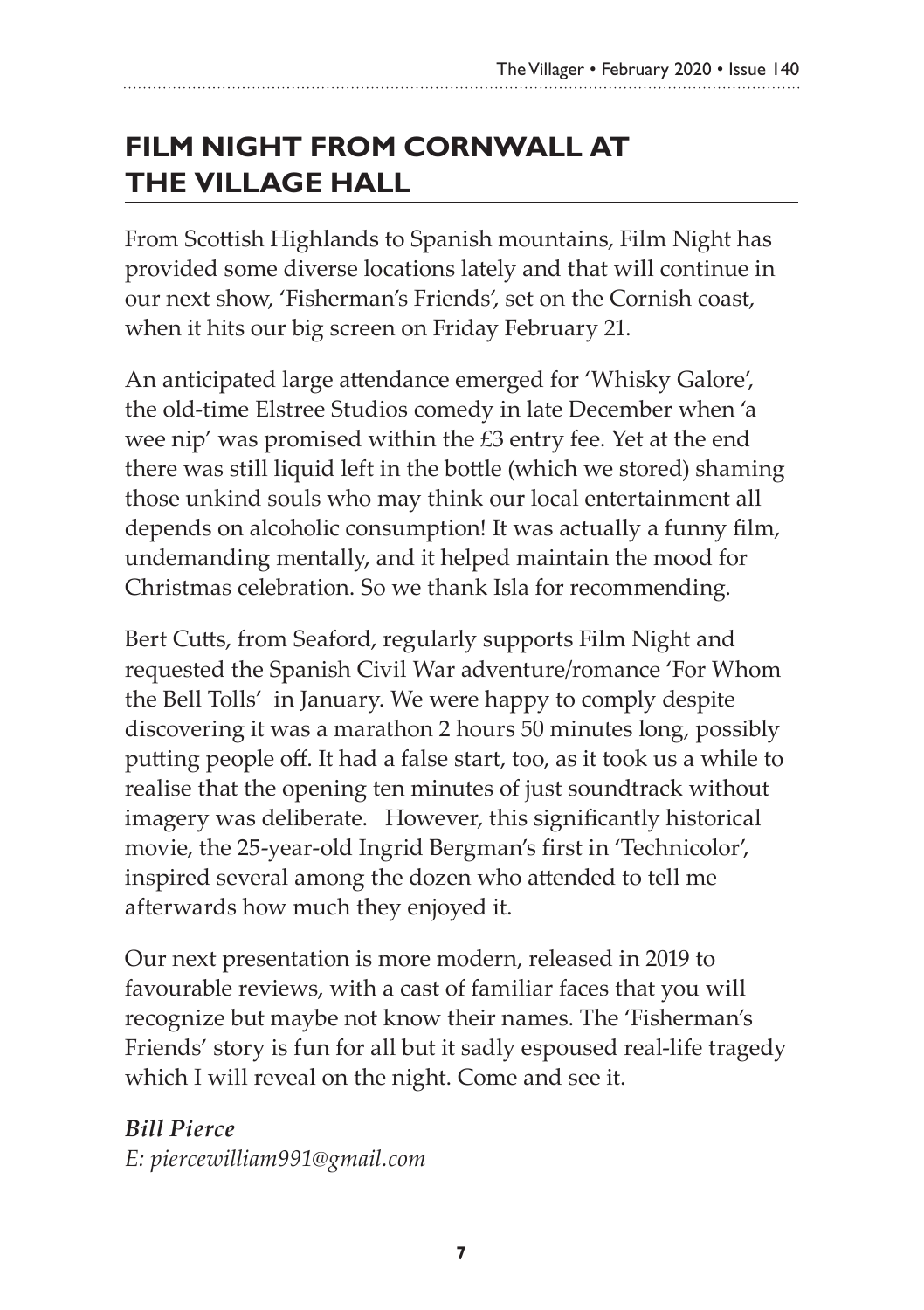## FILM NIGHT FROM CORNWALL AT THE VILLAGE HALL

From Scottish Highlands to Spanish mountains, Film Night has provided some diverse locations lately and that will continue in our next show, 'Fisherman's Friends', set on the Cornish coast, when it hits our big screen on Friday February 21.

An anticipated large attendance emerged for 'Whisky Galore', the old-time Elstree Studios comedy in late December when 'a wee nip' was promised within the £3 entry fee. Yet at the end there was still liquid left in the bottle (which we stored) shaming those unkind souls who may think our local entertainment all depends on alcoholic consumption! It was actually a funny film, undemanding mentally, and it helped maintain the mood for Christmas celebration. So we thank Isla for recommending.

Bert Cutts, from Seaford, regularly supports Film Night and requested the Spanish Civil War adventure/romance 'For Whom the Bell Tolls' in January. We were happy to comply despite discovering it was a marathon 2 hours 50 minutes long, possibly putting people off. It had a false start, too, as it took us a while to realise that the opening ten minutes of just soundtrack without imagery was deliberate. However, this significantly historical movie, the 25-year-old Ingrid Bergman's first in 'Technicolor', inspired several among the dozen who attended to tell me afterwards how much they enjoyed it.

Our next presentation is more modern, released in 2019 to favourable reviews, with a cast of familiar faces that you will recognize but maybe not know their names. The 'Fisherman's Friends' story is fun for all but it sadly espoused real-life tragedy which I will reveal on the night. Come and see it.

***Bill Pierce***
*E: piercewilliam991@gmail.com*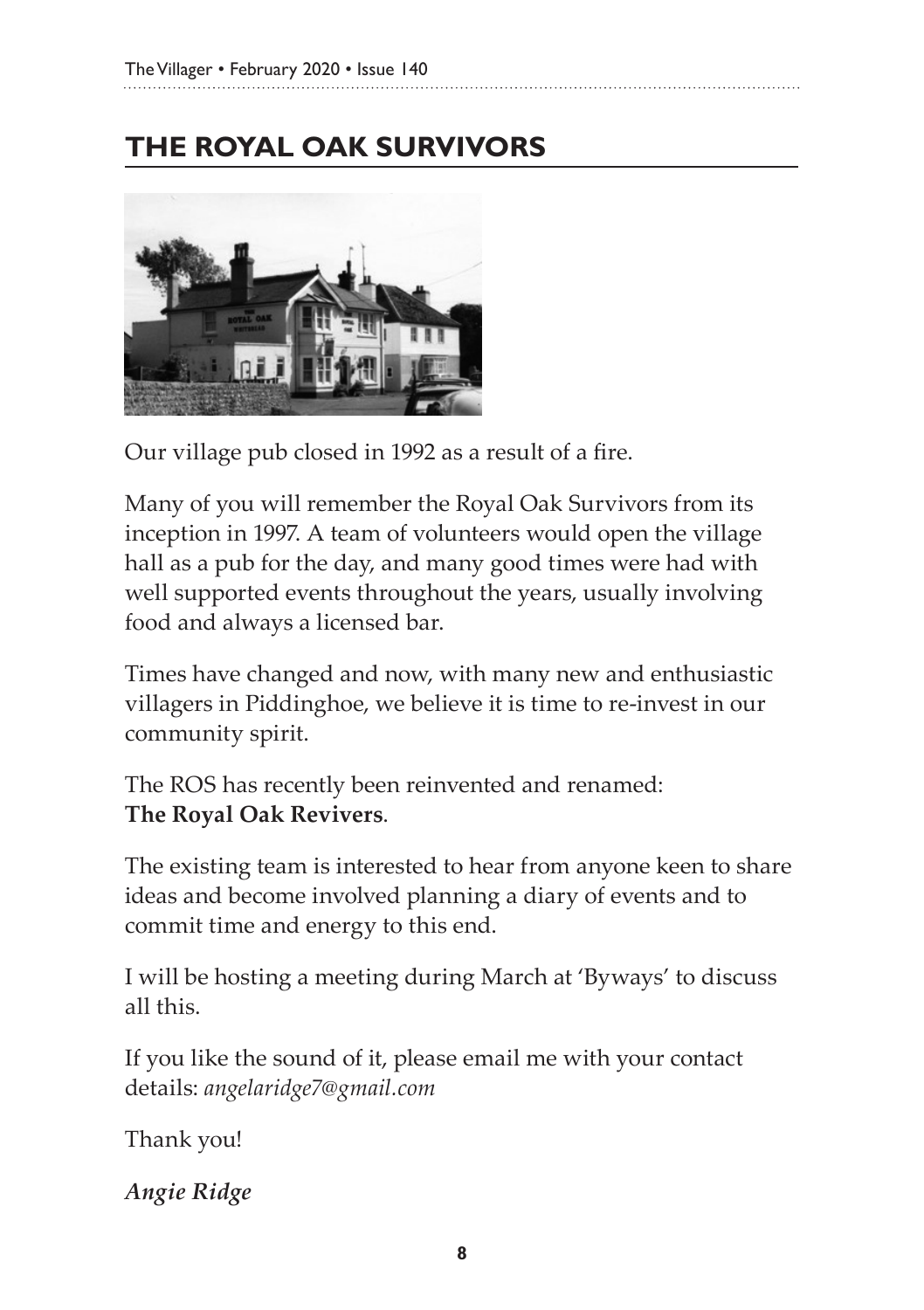## THE ROYAL OAK SURVIVORS

Our village pub closed in 1992 as a result of a fire.

Many of you will remember the Royal Oak Survivors from its inception in 1997. A team of volunteers would open the village hall as a pub for the day, and many good times were had with well supported events throughout the years, usually involving food and always a licensed bar.

Times have changed and now, with many new and enthusiastic villagers in Piddinghoe, we believe it is time to re-invest in our community spirit.

The ROS has recently been reinvented and renamed:
**The Royal Oak Revivers**.

The existing team is interested to hear from anyone keen to share ideas and become involved planning a diary of events and to commit time and energy to this end.

I will be hosting a meeting during March at 'Byways' to discuss all this.

If you like the sound of it, please email me with your contact details: *angelaridge7@gmail.com*

Thank you!

***Angie Ridge***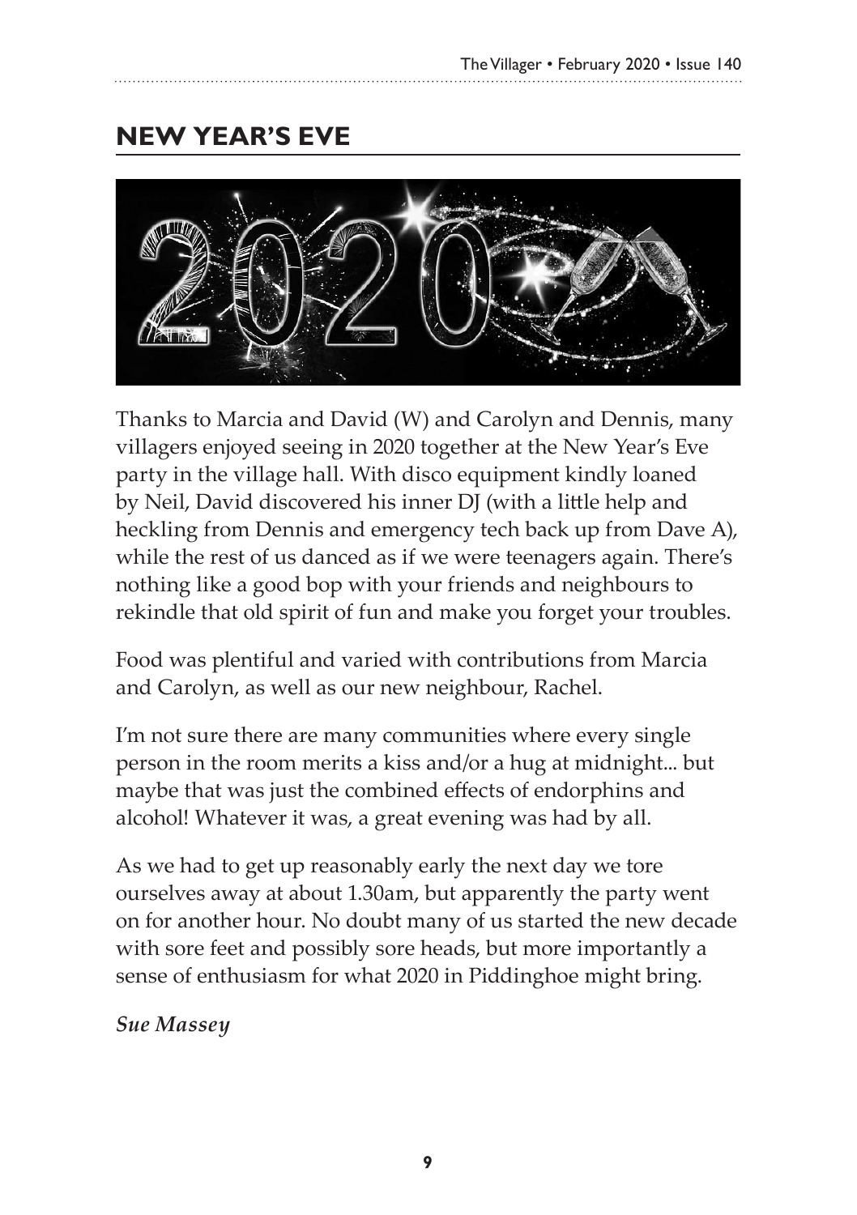## NEW YEAR'S EVE

Thanks to Marcia and David (W) and Carolyn and Dennis, many villagers enjoyed seeing in 2020 together at the New Year's Eve party in the village hall. With disco equipment kindly loaned by Neil, David discovered his inner DJ (with a little help and heckling from Dennis and emergency tech back up from Dave A), while the rest of us danced as if we were teenagers again. There's nothing like a good bop with your friends and neighbours to rekindle that old spirit of fun and make you forget your troubles.

Food was plentiful and varied with contributions from Marcia and Carolyn, as well as our new neighbour, Rachel.

I'm not sure there are many communities where every single person in the room merits a kiss and/or a hug at midnight... but maybe that was just the combined effects of endorphins and alcohol! Whatever it was, a great evening was had by all.

As we had to get up reasonably early the next day we tore ourselves away at about 1.30am, but apparently the party went on for another hour. No doubt many of us started the new decade with sore feet and possibly sore heads, but more importantly a sense of enthusiasm for what 2020 in Piddinghoe might bring.

***Sue Massey***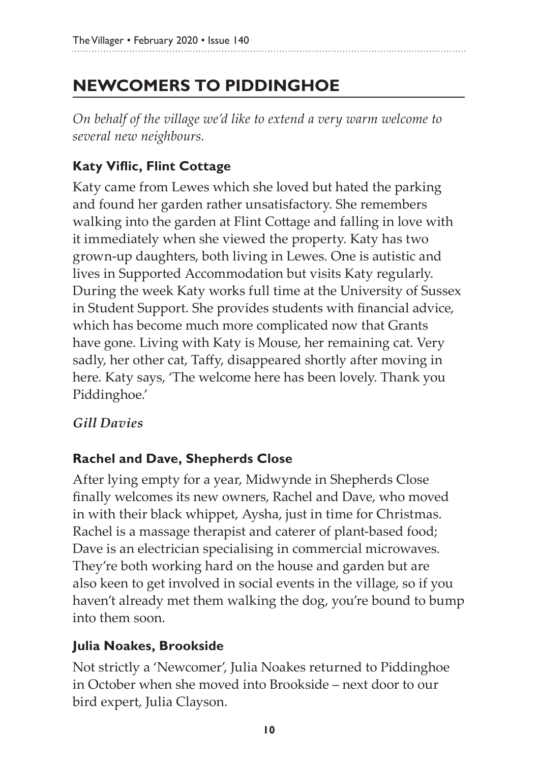## NEWCOMERS TO PIDDINGHOE

*On behalf of the village we'd like to extend a very warm welcome to several new neighbours.*

### Katy Viflic, Flint Cottage

Katy came from Lewes which she loved but hated the parking and found her garden rather unsatisfactory. She remembers walking into the garden at Flint Cottage and falling in love with it immediately when she viewed the property. Katy has two grown-up daughters, both living in Lewes. One is autistic and lives in Supported Accommodation but visits Katy regularly. During the week Katy works full time at the University of Sussex in Student Support. She provides students with financial advice, which has become much more complicated now that Grants have gone. Living with Katy is Mouse, her remaining cat. Very sadly, her other cat, Taffy, disappeared shortly after moving in here. Katy says, 'The welcome here has been lovely. Thank you Piddinghoe.'

*Gill Davies*

### Rachel and Dave, Shepherds Close

After lying empty for a year, Midwynde in Shepherds Close finally welcomes its new owners, Rachel and Dave, who moved in with their black whippet, Aysha, just in time for Christmas. Rachel is a massage therapist and caterer of plant-based food; Dave is an electrician specialising in commercial microwaves. They're both working hard on the house and garden but are also keen to get involved in social events in the village, so if you haven't already met them walking the dog, you're bound to bump into them soon.

### Julia Noakes, Brookside

Not strictly a 'Newcomer', Julia Noakes returned to Piddinghoe in October when she moved into Brookside – next door to our bird expert, Julia Clayson.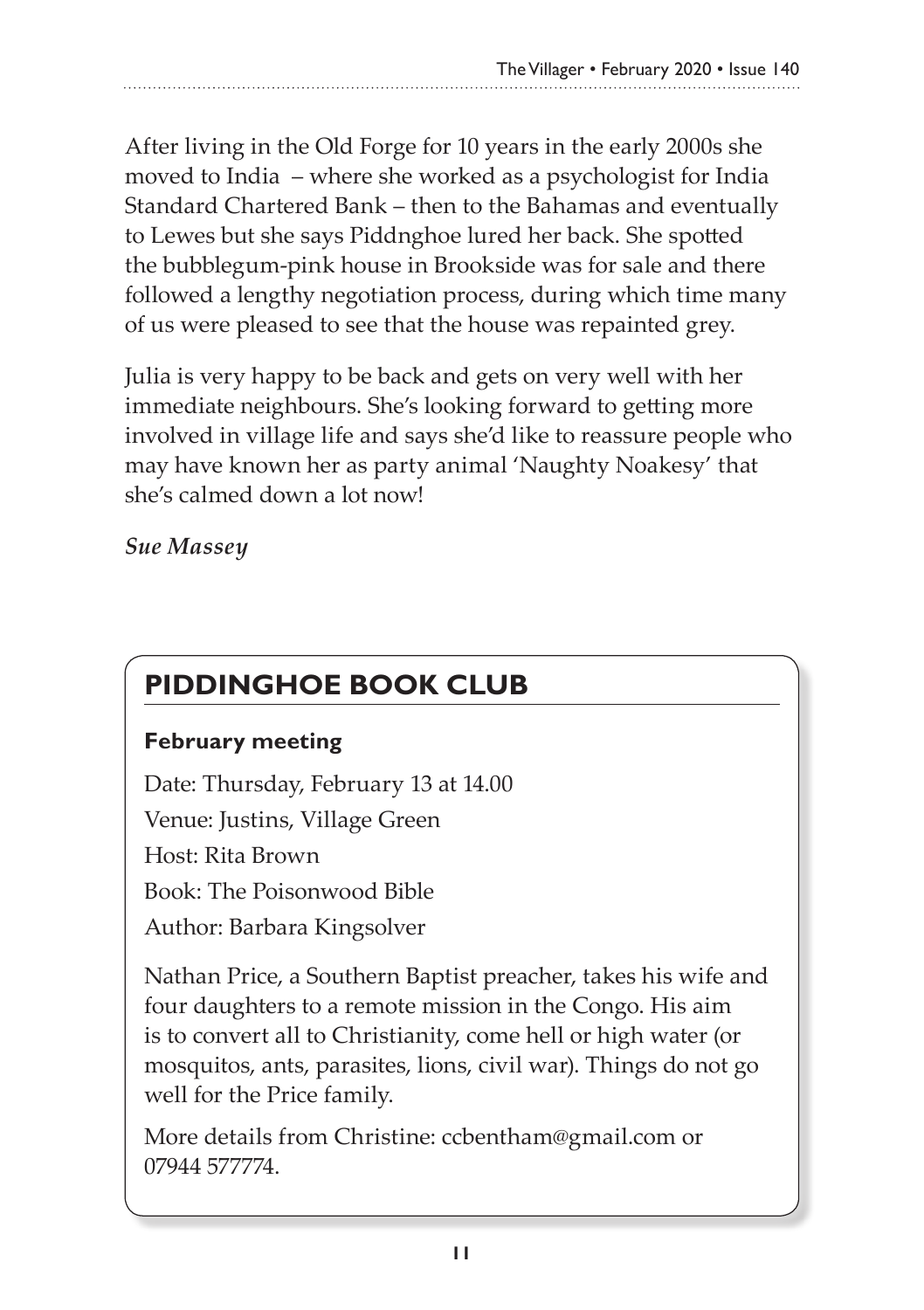After living in the Old Forge for 10 years in the early 2000s she moved to India – where she worked as a psychologist for India Standard Chartered Bank – then to the Bahamas and eventually to Lewes but she says Piddnghoe lured her back. She spotted the bubblegum-pink house in Brookside was for sale and there followed a lengthy negotiation process, during which time many of us were pleased to see that the house was repainted grey.

Julia is very happy to be back and gets on very well with her immediate neighbours. She's looking forward to getting more involved in village life and says she'd like to reassure people who may have known her as party animal 'Naughty Noakesy' that she's calmed down a lot now!

*Sue Massey*

## PIDDINGHOE BOOK CLUB

**February meeting**

Date: Thursday, February 13 at 14.00

Venue: Justins, Village Green

Host: Rita Brown

Book: The Poisonwood Bible

Author: Barbara Kingsolver

Nathan Price, a Southern Baptist preacher, takes his wife and four daughters to a remote mission in the Congo. His aim is to convert all to Christianity, come hell or high water (or mosquitos, ants, parasites, lions, civil war). Things do not go well for the Price family.

More details from Christine: ccbentham@gmail.com or 07944 577774.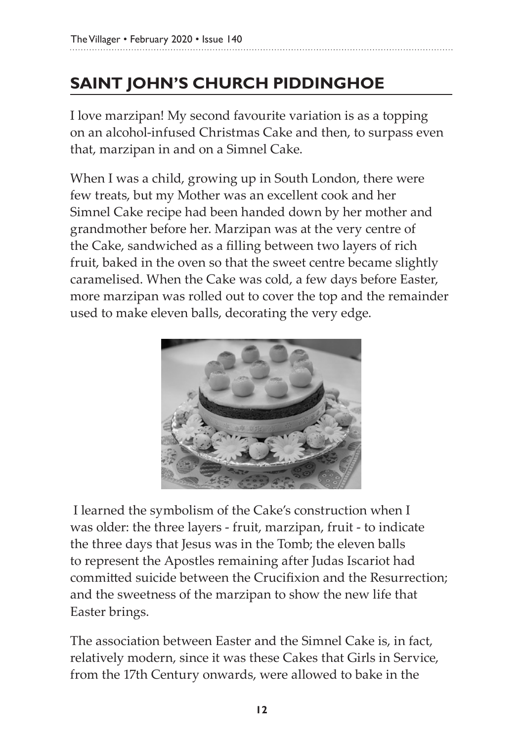## SAINT JOHN'S CHURCH PIDDINGHOE

I love marzipan! My second favourite variation is as a topping on an alcohol-infused Christmas Cake and then, to surpass even that, marzipan in and on a Simnel Cake.

When I was a child, growing up in South London, there were few treats, but my Mother was an excellent cook and her Simnel Cake recipe had been handed down by her mother and grandmother before her. Marzipan was at the very centre of the Cake, sandwiched as a filling between two layers of rich fruit, baked in the oven so that the sweet centre became slightly caramelised. When the Cake was cold, a few days before Easter, more marzipan was rolled out to cover the top and the remainder used to make eleven balls, decorating the very edge.

I learned the symbolism of the Cake's construction when I was older: the three layers - fruit, marzipan, fruit - to indicate the three days that Jesus was in the Tomb; the eleven balls to represent the Apostles remaining after Judas Iscariot had committed suicide between the Crucifixion and the Resurrection; and the sweetness of the marzipan to show the new life that Easter brings.

The association between Easter and the Simnel Cake is, in fact, relatively modern, since it was these Cakes that Girls in Service, from the 17th Century onwards, were allowed to bake in the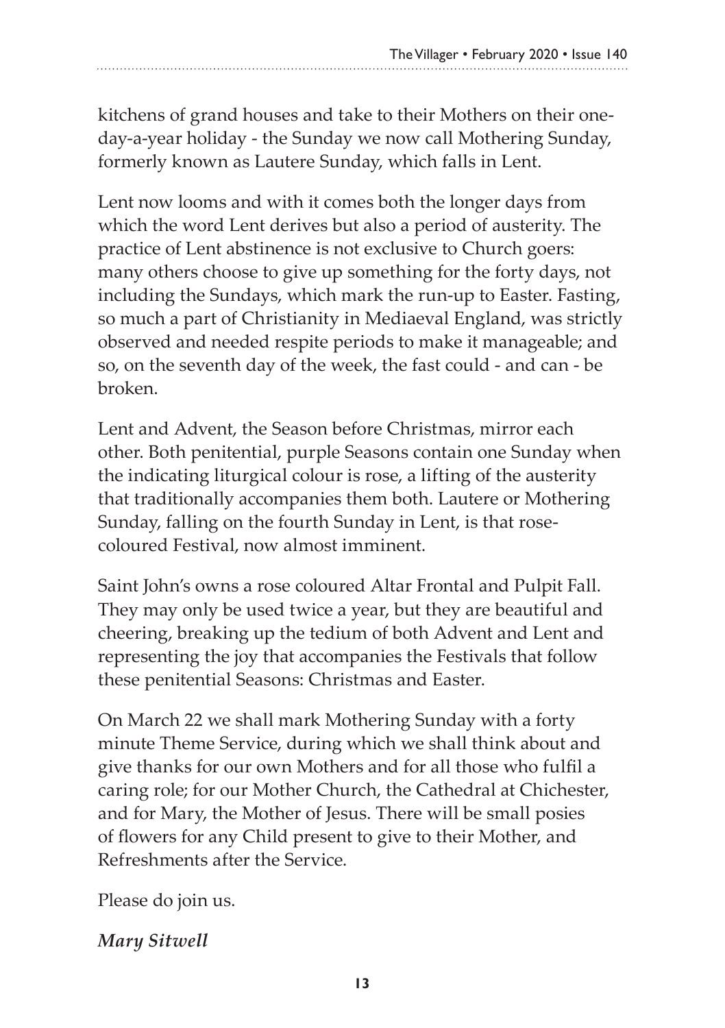kitchens of grand houses and take to their Mothers on their one-day-a-year holiday - the Sunday we now call Mothering Sunday, formerly known as Lautere Sunday, which falls in Lent.

Lent now looms and with it comes both the longer days from which the word Lent derives but also a period of austerity. The practice of Lent abstinence is not exclusive to Church goers: many others choose to give up something for the forty days, not including the Sundays, which mark the run-up to Easter. Fasting, so much a part of Christianity in Mediaeval England, was strictly observed and needed respite periods to make it manageable; and so, on the seventh day of the week, the fast could - and can - be broken.

Lent and Advent, the Season before Christmas, mirror each other. Both penitential, purple Seasons contain one Sunday when the indicating liturgical colour is rose, a lifting of the austerity that traditionally accompanies them both. Lautere or Mothering Sunday, falling on the fourth Sunday in Lent, is that rose-coloured Festival, now almost imminent.

Saint John's owns a rose coloured Altar Frontal and Pulpit Fall. They may only be used twice a year, but they are beautiful and cheering, breaking up the tedium of both Advent and Lent and representing the joy that accompanies the Festivals that follow these penitential Seasons: Christmas and Easter.

On March 22 we shall mark Mothering Sunday with a forty minute Theme Service, during which we shall think about and give thanks for our own Mothers and for all those who fulfil a caring role; for our Mother Church, the Cathedral at Chichester, and for Mary, the Mother of Jesus. There will be small posies of flowers for any Child present to give to their Mother, and Refreshments after the Service.

Please do join us.

***Mary Sitwell***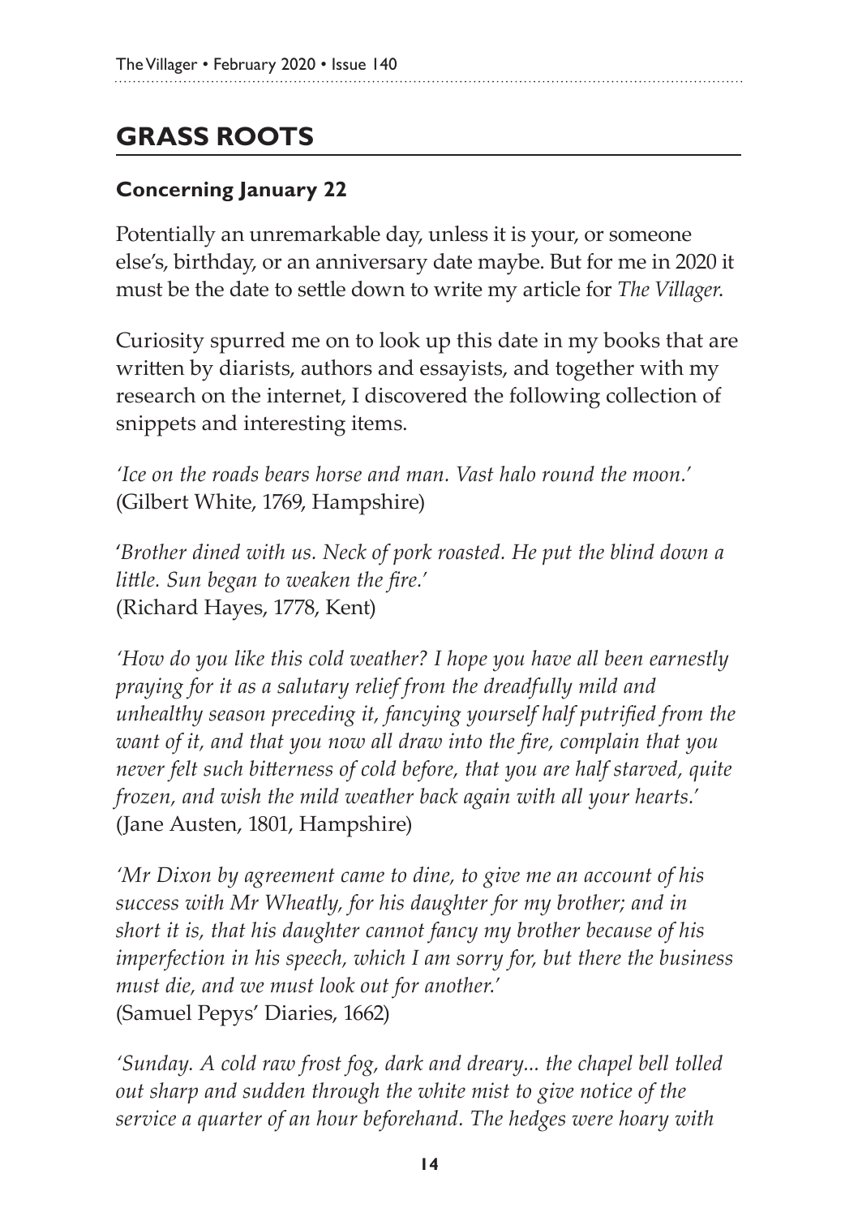## GRASS ROOTS

### Concerning January 22

Potentially an unremarkable day, unless it is your, or someone else's, birthday, or an anniversary date maybe. But for me in 2020 it must be the date to settle down to write my article for *The Villager*.

Curiosity spurred me on to look up this date in my books that are written by diarists, authors and essayists, and together with my research on the internet, I discovered the following collection of snippets and interesting items.

*'Ice on the roads bears horse and man. Vast halo round the moon.'*
(Gilbert White, 1769, Hampshire)

'*Brother dined with us. Neck of pork roasted. He put the blind down a little. Sun began to weaken the fire.'*
(Richard Hayes, 1778, Kent)

*'How do you like this cold weather? I hope you have all been earnestly praying for it as a salutary relief from the dreadfully mild and unhealthy season preceding it, fancying yourself half putrified from the want of it, and that you now all draw into the fire, complain that you never felt such bitterness of cold before, that you are half starved, quite frozen, and wish the mild weather back again with all your hearts.'*
(Jane Austen, 1801, Hampshire)

*'Mr Dixon by agreement came to dine, to give me an account of his success with Mr Wheatly, for his daughter for my brother; and in short it is, that his daughter cannot fancy my brother because of his imperfection in his speech, which I am sorry for, but there the business must die, and we must look out for another.'*
(Samuel Pepys' Diaries, 1662)

*'Sunday. A cold raw frost fog, dark and dreary... the chapel bell tolled out sharp and sudden through the white mist to give notice of the service a quarter of an hour beforehand. The hedges were hoary with*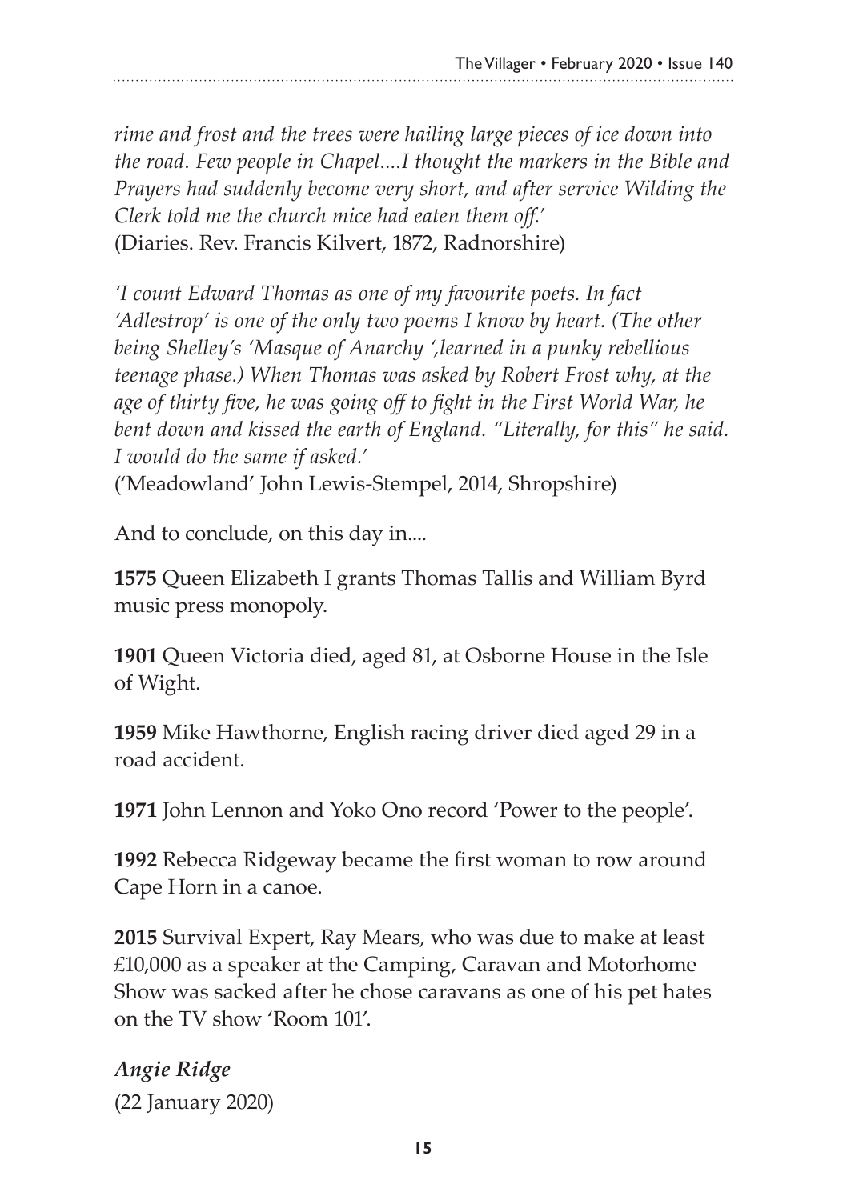*rime and frost and the trees were hailing large pieces of ice down into the road. Few people in Chapel....I thought the markers in the Bible and Prayers had suddenly become very short, and after service Wilding the Clerk told me the church mice had eaten them off.'*
(Diaries. Rev. Francis Kilvert, 1872, Radnorshire)

*'I count Edward Thomas as one of my favourite poets. In fact 'Adlestrop' is one of the only two poems I know by heart. (The other being Shelley's 'Masque of Anarchy ',learned in a punky rebellious teenage phase.) When Thomas was asked by Robert Frost why, at the age of thirty five, he was going off to fight in the First World War, he bent down and kissed the earth of England. "Literally, for this" he said. I would do the same if asked.'*
('Meadowland' John Lewis-Stempel, 2014, Shropshire)

And to conclude, on this day in....

**1575** Queen Elizabeth I grants Thomas Tallis and William Byrd music press monopoly.

**1901** Queen Victoria died, aged 81, at Osborne House in the Isle of Wight.

**1959** Mike Hawthorne, English racing driver died aged 29 in a road accident.

**1971** John Lennon and Yoko Ono record 'Power to the people'.

**1992** Rebecca Ridgeway became the first woman to row around Cape Horn in a canoe.

**2015** Survival Expert, Ray Mears, who was due to make at least £10,000 as a speaker at the Camping, Caravan and Motorhome Show was sacked after he chose caravans as one of his pet hates on the TV show 'Room 101'.

***Angie Ridge***
(22 January 2020)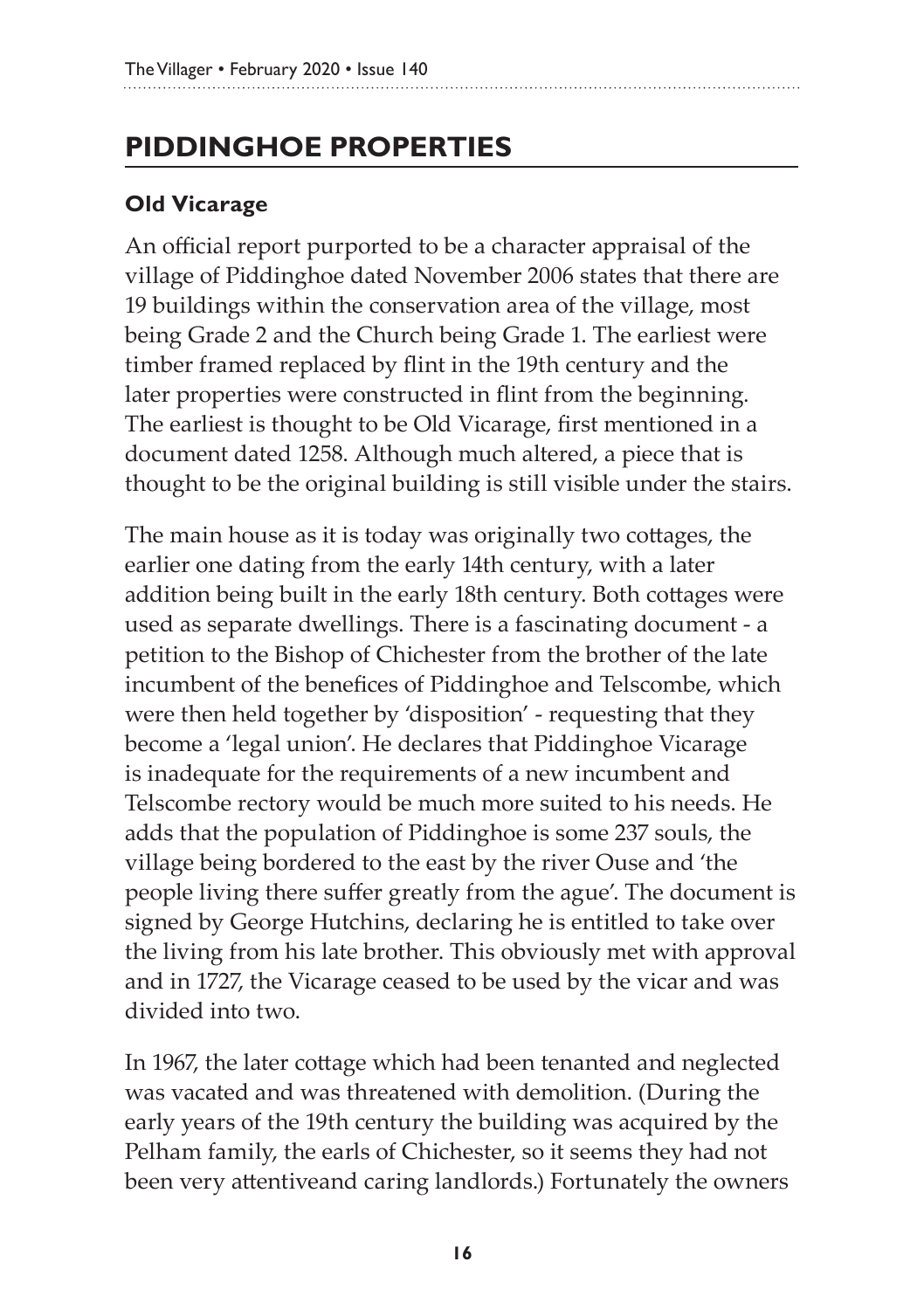## PIDDINGHOE PROPERTIES

### Old Vicarage

An official report purported to be a character appraisal of the village of Piddinghoe dated November 2006 states that there are 19 buildings within the conservation area of the village, most being Grade 2 and the Church being Grade 1. The earliest were timber framed replaced by flint in the 19th century and the later properties were constructed in flint from the beginning. The earliest is thought to be Old Vicarage, first mentioned in a document dated 1258. Although much altered, a piece that is thought to be the original building is still visible under the stairs.

The main house as it is today was originally two cottages, the earlier one dating from the early 14th century, with a later addition being built in the early 18th century. Both cottages were used as separate dwellings. There is a fascinating document - a petition to the Bishop of Chichester from the brother of the late incumbent of the benefices of Piddinghoe and Telscombe, which were then held together by 'disposition' - requesting that they become a 'legal union'. He declares that Piddinghoe Vicarage is inadequate for the requirements of a new incumbent and Telscombe rectory would be much more suited to his needs. He adds that the population of Piddinghoe is some 237 souls, the village being bordered to the east by the river Ouse and 'the people living there suffer greatly from the ague'. The document is signed by George Hutchins, declaring he is entitled to take over the living from his late brother. This obviously met with approval and in 1727, the Vicarage ceased to be used by the vicar and was divided into two.

In 1967, the later cottage which had been tenanted and neglected was vacated and was threatened with demolition. (During the early years of the 19th century the building was acquired by the Pelham family, the earls of Chichester, so it seems they had not been very attentiveand caring landlords.) Fortunately the owners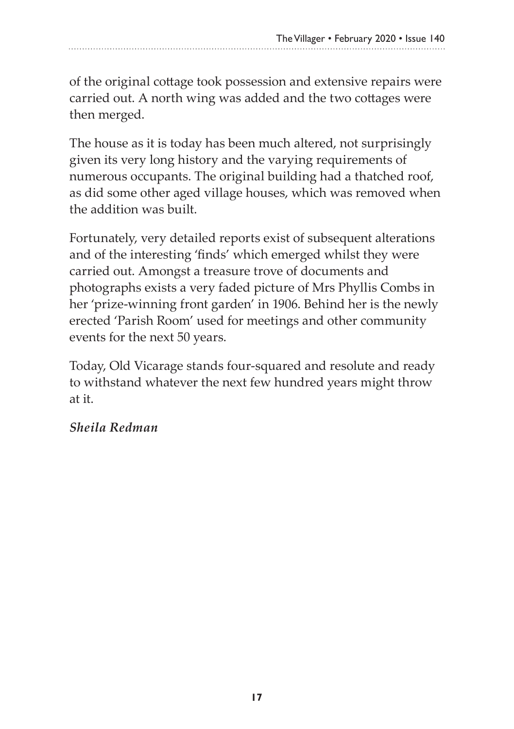of the original cottage took possession and extensive repairs were carried out. A north wing was added and the two cottages were then merged.

The house as it is today has been much altered, not surprisingly given its very long history and the varying requirements of numerous occupants. The original building had a thatched roof, as did some other aged village houses, which was removed when the addition was built.

Fortunately, very detailed reports exist of subsequent alterations and of the interesting 'finds' which emerged whilst they were carried out. Amongst a treasure trove of documents and photographs exists a very faded picture of Mrs Phyllis Combs in her 'prize-winning front garden' in 1906. Behind her is the newly erected 'Parish Room' used for meetings and other community events for the next 50 years.

Today, Old Vicarage stands four-squared and resolute and ready to withstand whatever the next few hundred years might throw at it.

***Sheila Redman***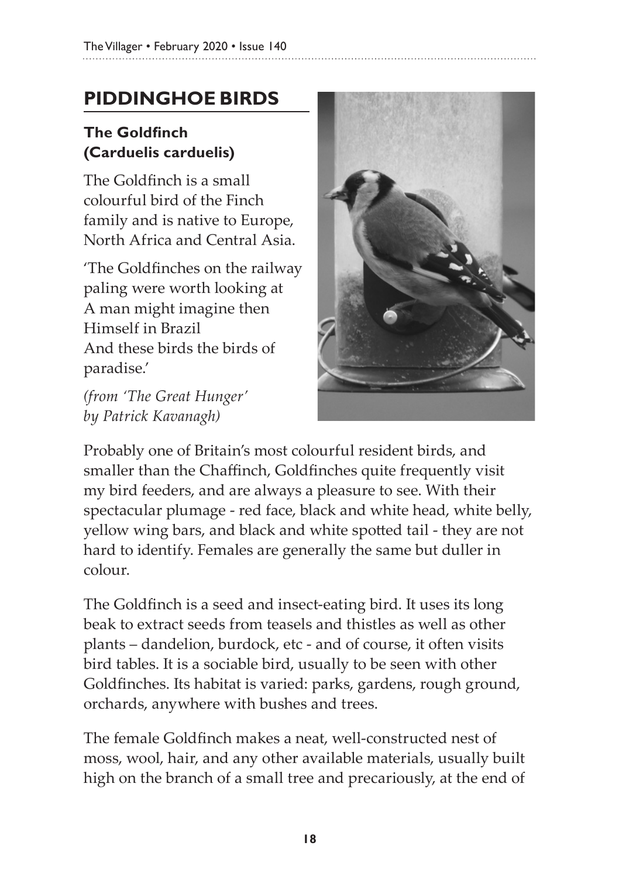## PIDDINGHOE BIRDS

### The Goldfinch (Carduelis carduelis)

The Goldfinch is a small colourful bird of the Finch family and is native to Europe, North Africa and Central Asia.

'The Goldfinches on the railway paling were worth looking at  
A man might imagine then  
Himself in Brazil  
And these birds the birds of paradise.'

*(from 'The Great Hunger' by Patrick Kavanagh)*

Probably one of Britain's most colourful resident birds, and smaller than the Chaffinch, Goldfinches quite frequently visit my bird feeders, and are always a pleasure to see. With their spectacular plumage - red face, black and white head, white belly, yellow wing bars, and black and white spotted tail - they are not hard to identify. Females are generally the same but duller in colour.

The Goldfinch is a seed and insect-eating bird. It uses its long beak to extract seeds from teasels and thistles as well as other plants – dandelion, burdock, etc - and of course, it often visits bird tables. It is a sociable bird, usually to be seen with other Goldfinches. Its habitat is varied: parks, gardens, rough ground, orchards, anywhere with bushes and trees.

The female Goldfinch makes a neat, well-constructed nest of moss, wool, hair, and any other available materials, usually built high on the branch of a small tree and precariously, at the end of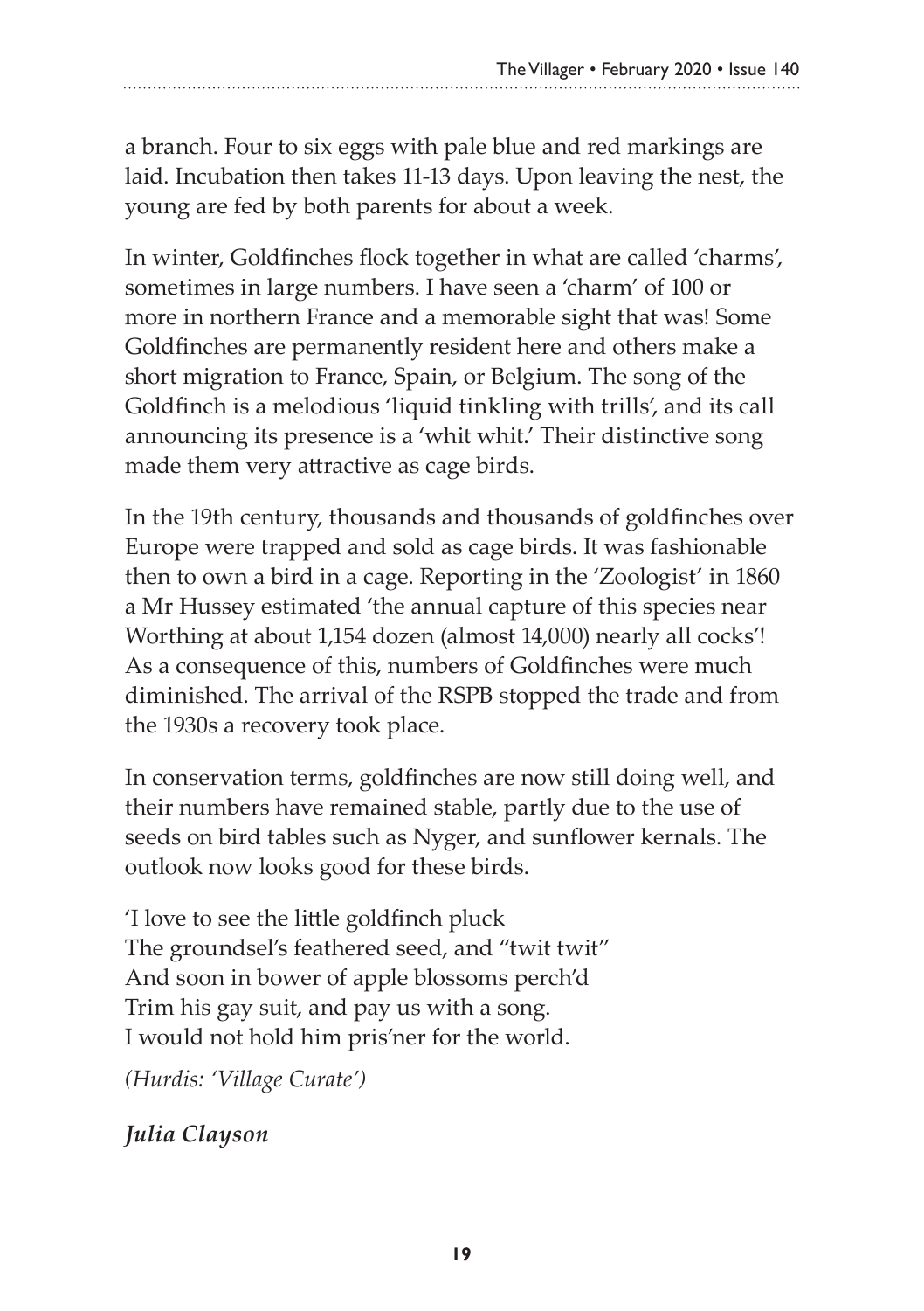a branch. Four to six eggs with pale blue and red markings are laid. Incubation then takes 11-13 days. Upon leaving the nest, the young are fed by both parents for about a week.

In winter, Goldfinches flock together in what are called 'charms', sometimes in large numbers. I have seen a 'charm' of 100 or more in northern France and a memorable sight that was! Some Goldfinches are permanently resident here and others make a short migration to France, Spain, or Belgium. The song of the Goldfinch is a melodious 'liquid tinkling with trills', and its call announcing its presence is a 'whit whit.' Their distinctive song made them very attractive as cage birds.

In the 19th century, thousands and thousands of goldfinches over Europe were trapped and sold as cage birds. It was fashionable then to own a bird in a cage. Reporting in the 'Zoologist' in 1860 a Mr Hussey estimated 'the annual capture of this species near Worthing at about 1,154 dozen (almost 14,000) nearly all cocks'! As a consequence of this, numbers of Goldfinches were much diminished. The arrival of the RSPB stopped the trade and from the 1930s a recovery took place.

In conservation terms, goldfinches are now still doing well, and their numbers have remained stable, partly due to the use of seeds on bird tables such as Nyger, and sunflower kernals. The outlook now looks good for these birds.

'I love to see the little goldfinch pluck
The groundsel's feathered seed, and "twit twit"
And soon in bower of apple blossoms perch'd
Trim his gay suit, and pay us with a song.
I would not hold him pris'ner for the world.

*(Hurdis: 'Village Curate')*

***Julia Clayson***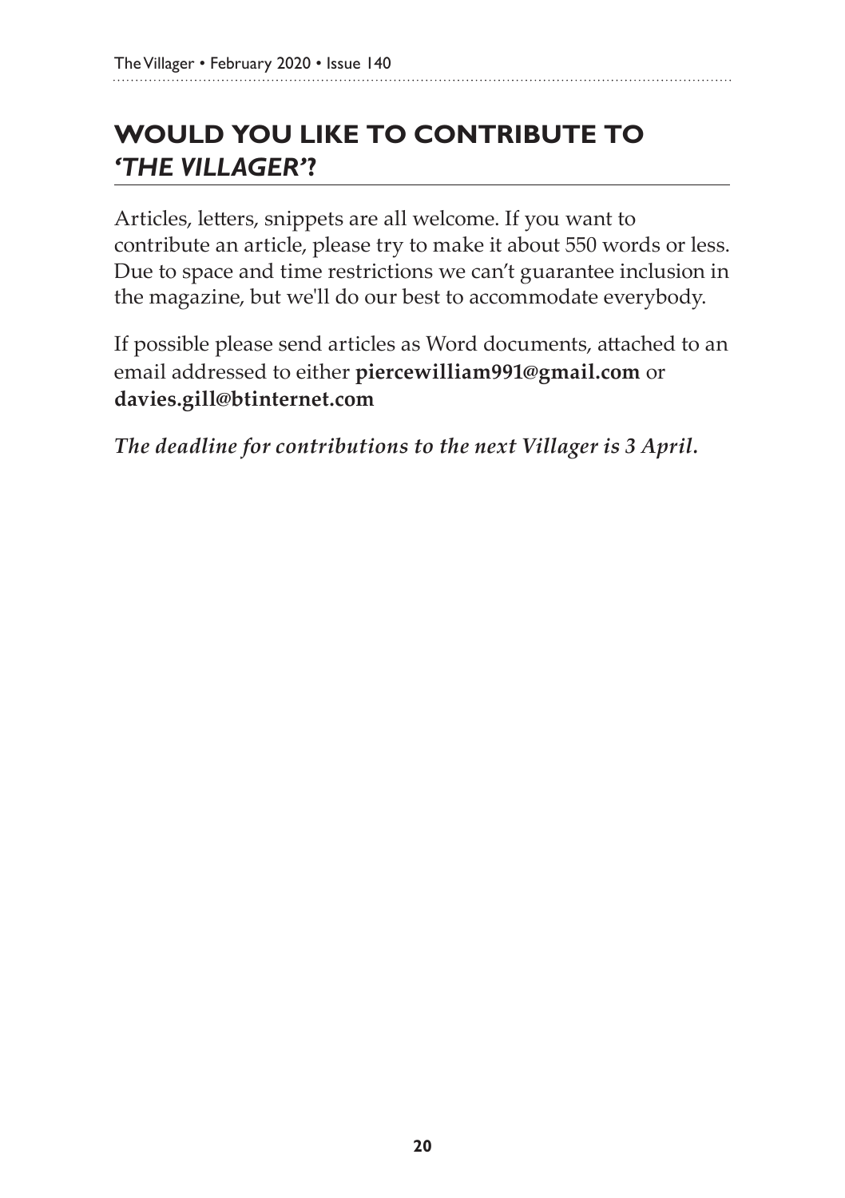## WOULD YOU LIKE TO CONTRIBUTE TO *'THE VILLAGER'*?

Articles, letters, snippets are all welcome. If you want to contribute an article, please try to make it about 550 words or less. Due to space and time restrictions we can't guarantee inclusion in the magazine, but we'll do our best to accommodate everybody.

If possible please send articles as Word documents, attached to an email addressed to either **piercewilliam991@gmail.com** or **davies.gill@btinternet.com**

***The deadline for contributions to the next Villager is 3 April.***